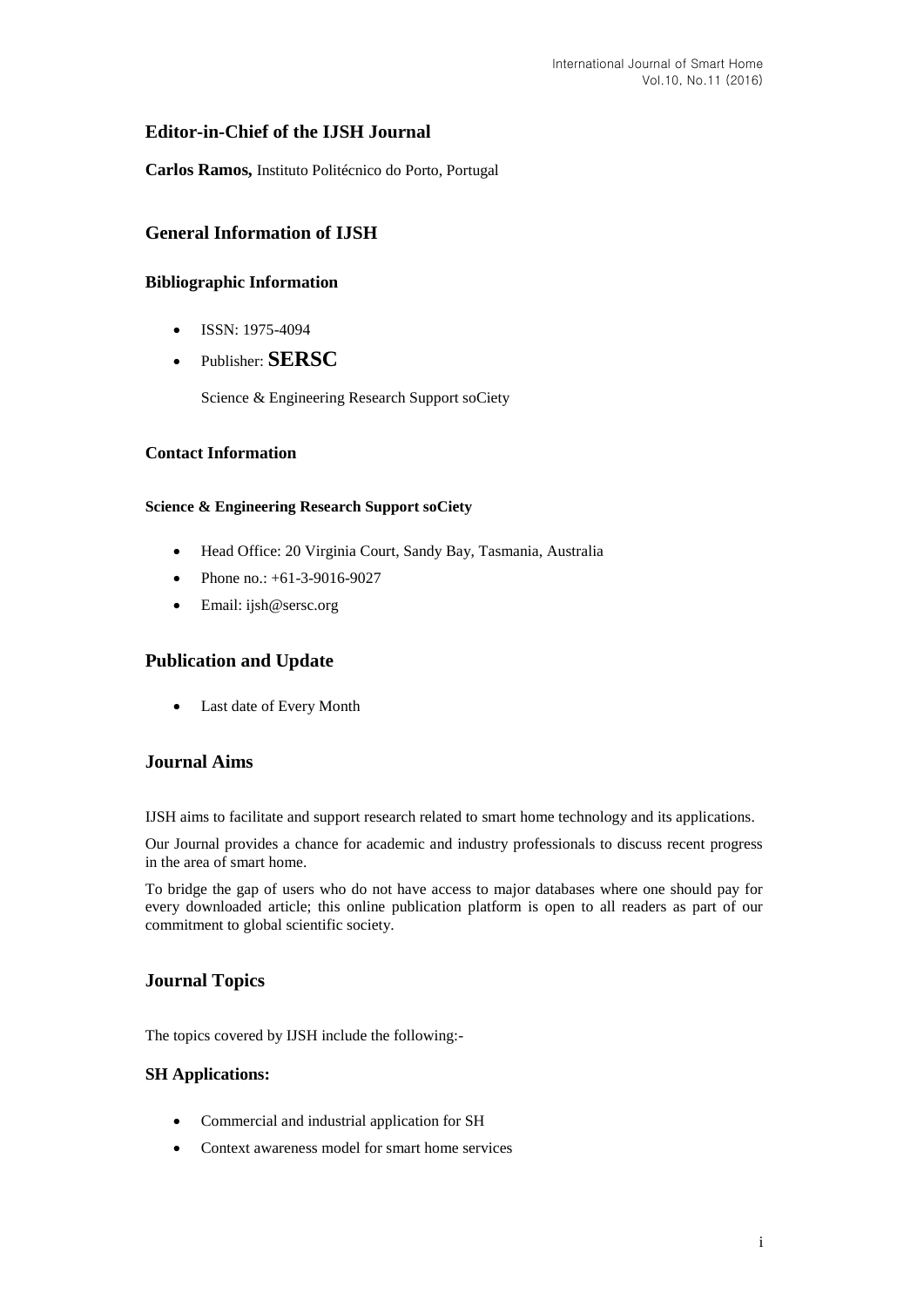## Editor-in-Chief of the IJSH Journal

**Carlos Ramos,** Instituto Politécnico do Porto, Portugal

## General Information of IJSH

### Bibliographic Information

- ISSN: 1975-4094
- Publisher: **SERSC**

  Science & Engineering Research Support soCiety

### Contact Information

#### Science & Engineering Research Support soCiety

- Head Office: 20 Virginia Court, Sandy Bay, Tasmania, Australia
- Phone no.: +61-3-9016-9027
- Email: ijsh@sersc.org

## Publication and Update

- Last date of Every Month

## Journal Aims

IJSH aims to facilitate and support research related to smart home technology and its applications.

Our Journal provides a chance for academic and industry professionals to discuss recent progress in the area of smart home.

To bridge the gap of users who do not have access to major databases where one should pay for every downloaded article; this online publication platform is open to all readers as part of our commitment to global scientific society.

## Journal Topics

The topics covered by IJSH include the following:-

### SH Applications:

- Commercial and industrial application for SH
- Context awareness model for smart home services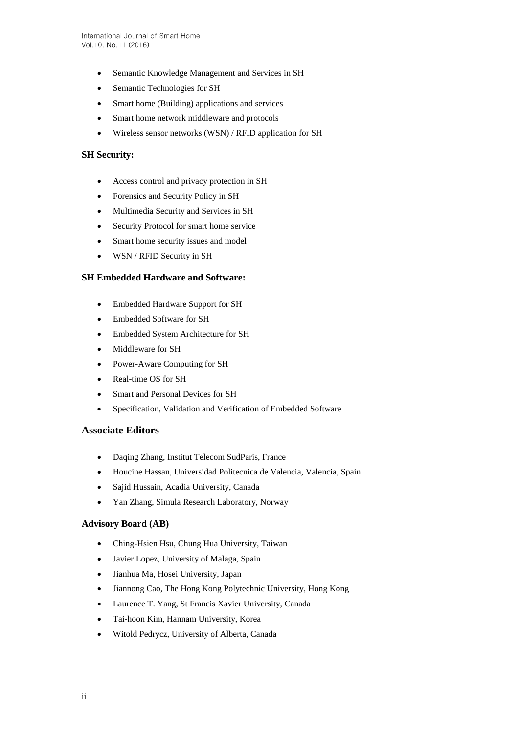- Semantic Knowledge Management and Services in SH
- Semantic Technologies for SH
- Smart home (Building) applications and services
- Smart home network middleware and protocols
- Wireless sensor networks (WSN) / RFID application for SH

### SH Security:

- Access control and privacy protection in SH
- Forensics and Security Policy in SH
- Multimedia Security and Services in SH
- Security Protocol for smart home service
- Smart home security issues and model
- WSN / RFID Security in SH

### SH Embedded Hardware and Software:

- Embedded Hardware Support for SH
- Embedded Software for SH
- Embedded System Architecture for SH
- Middleware for SH
- Power-Aware Computing for SH
- Real-time OS for SH
- Smart and Personal Devices for SH
- Specification, Validation and Verification of Embedded Software

## Associate Editors

- Daqing Zhang, Institut Telecom SudParis, France
- Houcine Hassan, Universidad Politecnica de Valencia, Valencia, Spain
- Sajid Hussain, Acadia University, Canada
- Yan Zhang, Simula Research Laboratory, Norway

### Advisory Board (AB)

- Ching-Hsien Hsu, Chung Hua University, Taiwan
- Javier Lopez, University of Malaga, Spain
- Jianhua Ma, Hosei University, Japan
- Jiannong Cao, The Hong Kong Polytechnic University, Hong Kong
- Laurence T. Yang, St Francis Xavier University, Canada
- Tai-hoon Kim, Hannam University, Korea
- Witold Pedrycz, University of Alberta, Canada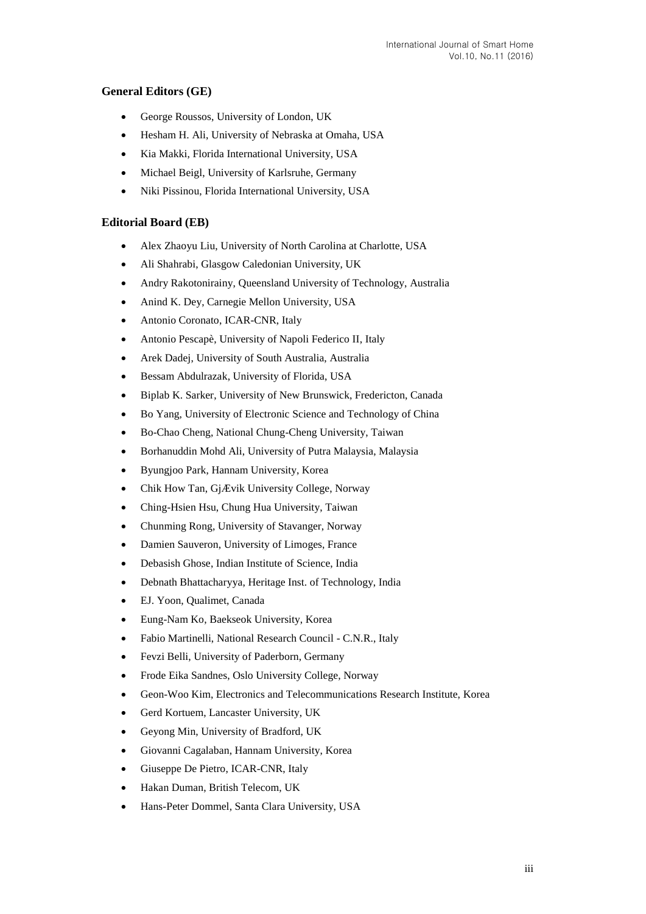### General Editors (GE)

- George Roussos, University of London, UK
- Hesham H. Ali, University of Nebraska at Omaha, USA
- Kia Makki, Florida International University, USA
- Michael Beigl, University of Karlsruhe, Germany
- Niki Pissinou, Florida International University, USA

### Editorial Board (EB)

- Alex Zhaoyu Liu, University of North Carolina at Charlotte, USA
- Ali Shahrabi, Glasgow Caledonian University, UK
- Andry Rakotonirainy, Queensland University of Technology, Australia
- Anind K. Dey, Carnegie Mellon University, USA
- Antonio Coronato, ICAR-CNR, Italy
- Antonio Pescapè, University of Napoli Federico II, Italy
- Arek Dadej, University of South Australia, Australia
- Bessam Abdulrazak, University of Florida, USA
- Biplab K. Sarker, University of New Brunswick, Fredericton, Canada
- Bo Yang, University of Electronic Science and Technology of China
- Bo-Chao Cheng, National Chung-Cheng University, Taiwan
- Borhanuddin Mohd Ali, University of Putra Malaysia, Malaysia
- Byungjoo Park, Hannam University, Korea
- Chik How Tan, GjÆvik University College, Norway
- Ching-Hsien Hsu, Chung Hua University, Taiwan
- Chunming Rong, University of Stavanger, Norway
- Damien Sauveron, University of Limoges, France
- Debasish Ghose, Indian Institute of Science, India
- Debnath Bhattacharyya, Heritage Inst. of Technology, India
- EJ. Yoon, Qualimet, Canada
- Eung-Nam Ko, Baekseok University, Korea
- Fabio Martinelli, National Research Council - C.N.R., Italy
- Fevzi Belli, University of Paderborn, Germany
- Frode Eika Sandnes, Oslo University College, Norway
- Geon-Woo Kim, Electronics and Telecommunications Research Institute, Korea
- Gerd Kortuem, Lancaster University, UK
- Geyong Min, University of Bradford, UK
- Giovanni Cagalaban, Hannam University, Korea
- Giuseppe De Pietro, ICAR-CNR, Italy
- Hakan Duman, British Telecom, UK
- Hans-Peter Dommel, Santa Clara University, USA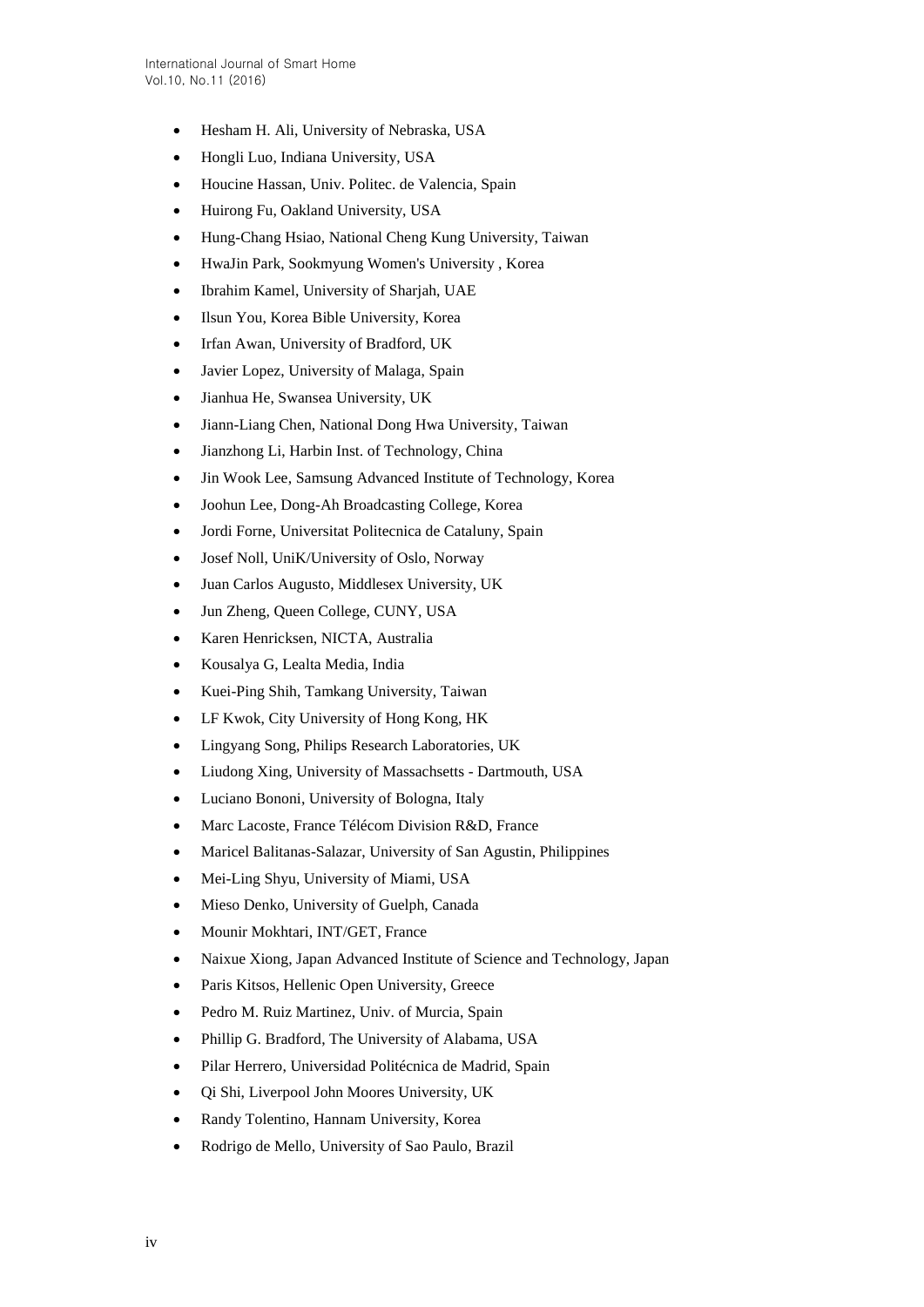- Hesham H. Ali, University of Nebraska, USA
- Hongli Luo, Indiana University, USA
- Houcine Hassan, Univ. Politec. de Valencia, Spain
- Huirong Fu, Oakland University, USA
- Hung-Chang Hsiao, National Cheng Kung University, Taiwan
- HwaJin Park, Sookmyung Women's University , Korea
- Ibrahim Kamel, University of Sharjah, UAE
- Ilsun You, Korea Bible University, Korea
- Irfan Awan, University of Bradford, UK
- Javier Lopez, University of Malaga, Spain
- Jianhua He, Swansea University, UK
- Jiann-Liang Chen, National Dong Hwa University, Taiwan
- Jianzhong Li, Harbin Inst. of Technology, China
- Jin Wook Lee, Samsung Advanced Institute of Technology, Korea
- Joohun Lee, Dong-Ah Broadcasting College, Korea
- Jordi Forne, Universitat Politecnica de Cataluny, Spain
- Josef Noll, UniK/University of Oslo, Norway
- Juan Carlos Augusto, Middlesex University, UK
- Jun Zheng, Queen College, CUNY, USA
- Karen Henricksen, NICTA, Australia
- Kousalya G, Lealta Media, India
- Kuei-Ping Shih, Tamkang University, Taiwan
- LF Kwok, City University of Hong Kong, HK
- Lingyang Song, Philips Research Laboratories, UK
- Liudong Xing, University of Massachsetts - Dartmouth, USA
- Luciano Bononi, University of Bologna, Italy
- Marc Lacoste, France Télécom Division R&D, France
- Maricel Balitanas-Salazar, University of San Agustin, Philippines
- Mei-Ling Shyu, University of Miami, USA
- Mieso Denko, University of Guelph, Canada
- Mounir Mokhtari, INT/GET, France
- Naixue Xiong, Japan Advanced Institute of Science and Technology, Japan
- Paris Kitsos, Hellenic Open University, Greece
- Pedro M. Ruiz Martinez, Univ. of Murcia, Spain
- Phillip G. Bradford, The University of Alabama, USA
- Pilar Herrero, Universidad Politécnica de Madrid, Spain
- Qi Shi, Liverpool John Moores University, UK
- Randy Tolentino, Hannam University, Korea
- Rodrigo de Mello, University of Sao Paulo, Brazil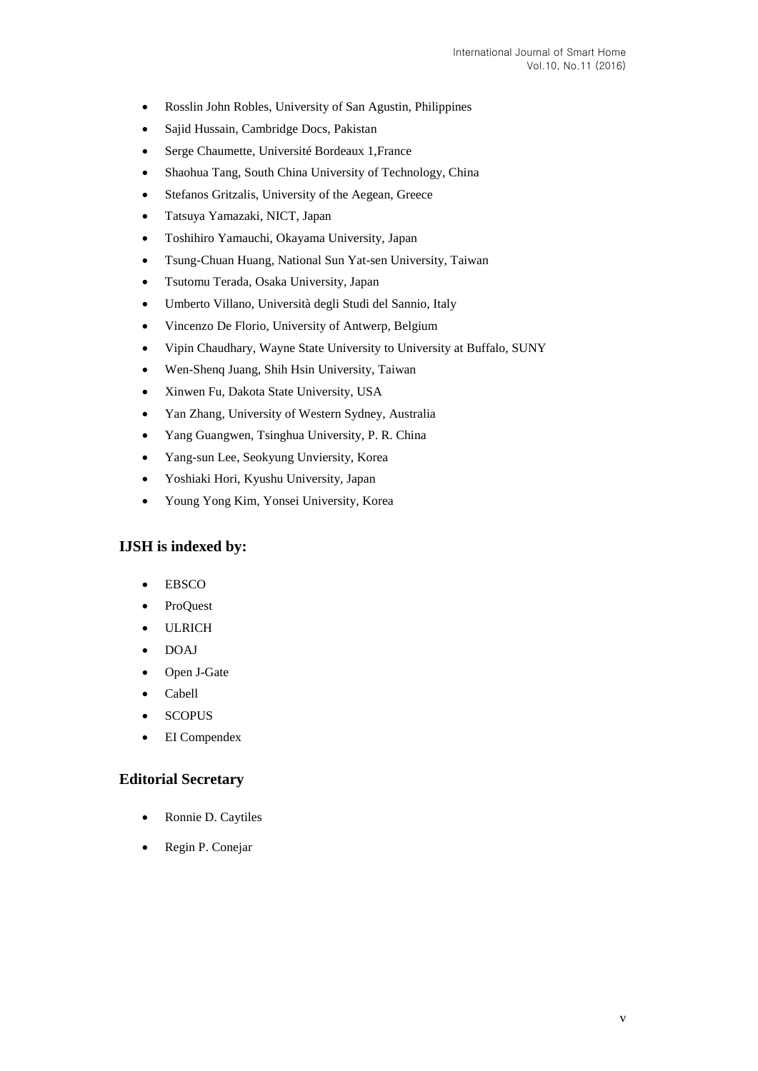- Rosslin John Robles, University of San Agustin, Philippines
- Sajid Hussain, Cambridge Docs, Pakistan
- Serge Chaumette, Université Bordeaux 1,France
- Shaohua Tang, South China University of Technology, China
- Stefanos Gritzalis, University of the Aegean, Greece
- Tatsuya Yamazaki, NICT, Japan
- Toshihiro Yamauchi, Okayama University, Japan
- Tsung-Chuan Huang, National Sun Yat-sen University, Taiwan
- Tsutomu Terada, Osaka University, Japan
- Umberto Villano, Università degli Studi del Sannio, Italy
- Vincenzo De Florio, University of Antwerp, Belgium
- Vipin Chaudhary, Wayne State University to University at Buffalo, SUNY
- Wen-Shenq Juang, Shih Hsin University, Taiwan
- Xinwen Fu, Dakota State University, USA
- Yan Zhang, University of Western Sydney, Australia
- Yang Guangwen, Tsinghua University, P. R. China
- Yang-sun Lee, Seokyung Unviersity, Korea
- Yoshiaki Hori, Kyushu University, Japan
- Young Yong Kim, Yonsei University, Korea

## IJSH is indexed by:

- EBSCO
- ProQuest
- ULRICH
- DOAJ
- Open J-Gate
- Cabell
- SCOPUS
- EI Compendex

## Editorial Secretary

- Ronnie D. Caytiles
- Regin P. Conejar